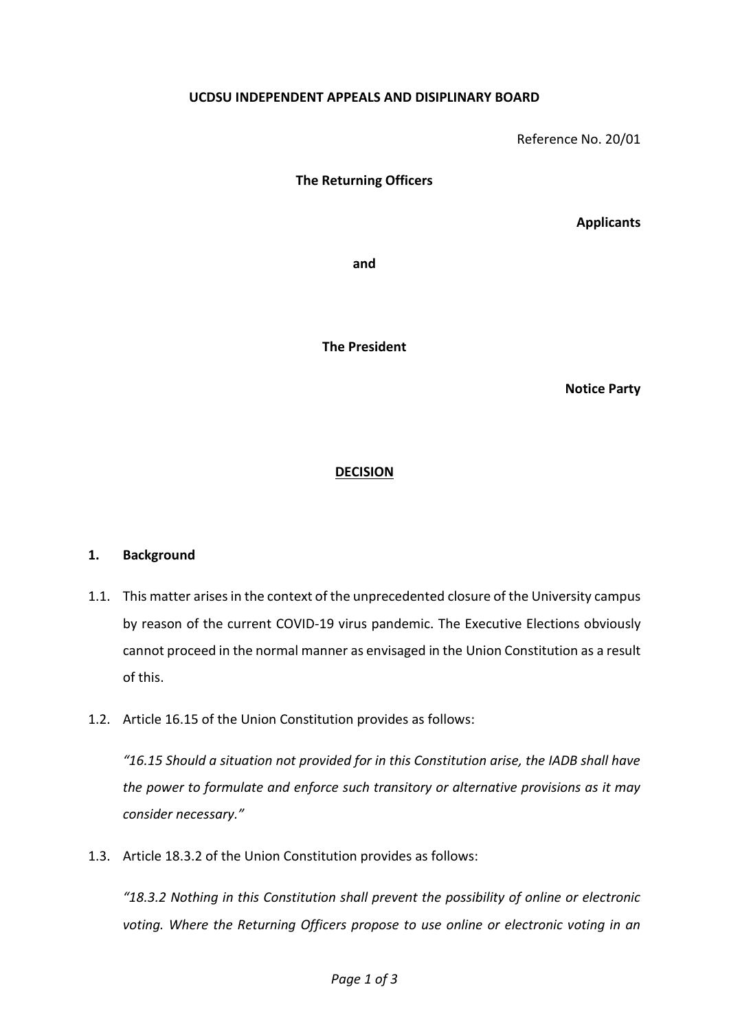**UCDSU INDEPENDENT APPEALS AND DISIPLINARY BOARD**

Reference No. 20/01

**The Returning Officers**

**Applicants**

**and**

**The President**

**Notice Party**

**DECISION**

## 1. Background

1.1. This matter arises in the context of the unprecedented closure of the University campus by reason of the current COVID-19 virus pandemic. The Executive Elections obviously cannot proceed in the normal manner as envisaged in the Union Constitution as a result of this.

1.2. Article 16.15 of the Union Constitution provides as follows:

*"16.15 Should a situation not provided for in this Constitution arise, the IADB shall have the power to formulate and enforce such transitory or alternative provisions as it may consider necessary."*

1.3. Article 18.3.2 of the Union Constitution provides as follows:

*"18.3.2 Nothing in this Constitution shall prevent the possibility of online or electronic voting. Where the Returning Officers propose to use online or electronic voting in an*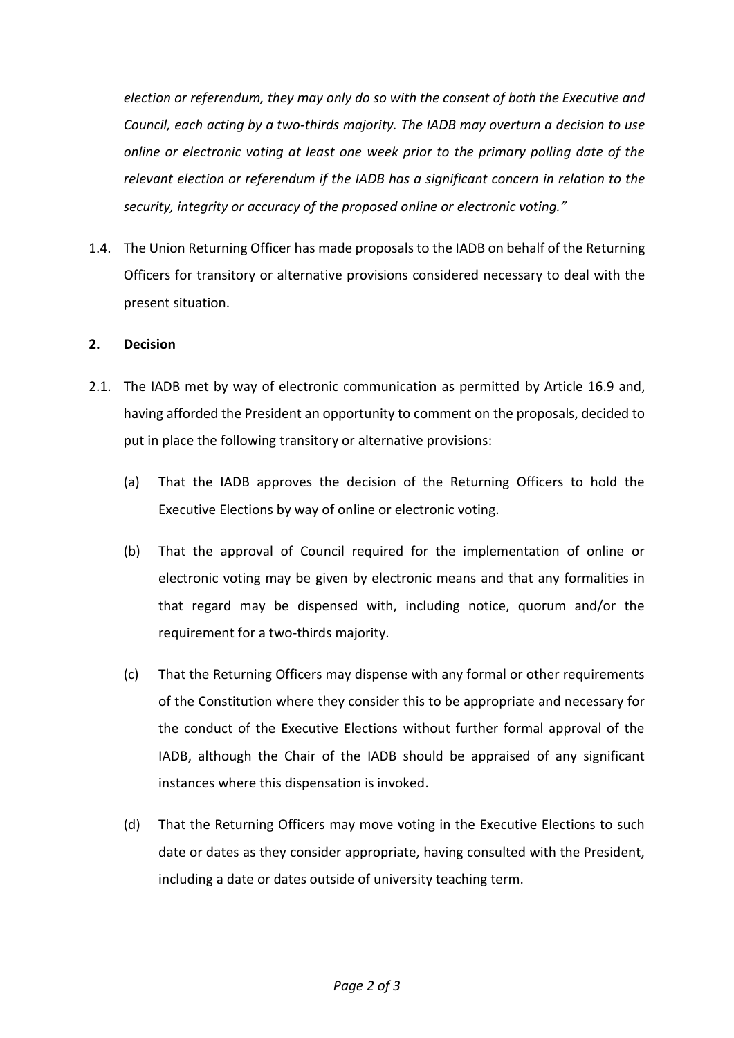*election or referendum, they may only do so with the consent of both the Executive and Council, each acting by a two-thirds majority. The IADB may overturn a decision to use online or electronic voting at least one week prior to the primary polling date of the relevant election or referendum if the IADB has a significant concern in relation to the security, integrity or accuracy of the proposed online or electronic voting."*

1.4. The Union Returning Officer has made proposals to the IADB on behalf of the Returning Officers for transitory or alternative provisions considered necessary to deal with the present situation.

**2. Decision**

2.1. The IADB met by way of electronic communication as permitted by Article 16.9 and, having afforded the President an opportunity to comment on the proposals, decided to put in place the following transitory or alternative provisions:

(a) That the IADB approves the decision of the Returning Officers to hold the Executive Elections by way of online or electronic voting.

(b) That the approval of Council required for the implementation of online or electronic voting may be given by electronic means and that any formalities in that regard may be dispensed with, including notice, quorum and/or the requirement for a two-thirds majority.

(c) That the Returning Officers may dispense with any formal or other requirements of the Constitution where they consider this to be appropriate and necessary for the conduct of the Executive Elections without further formal approval of the IADB, although the Chair of the IADB should be appraised of any significant instances where this dispensation is invoked.

(d) That the Returning Officers may move voting in the Executive Elections to such date or dates as they consider appropriate, having consulted with the President, including a date or dates outside of university teaching term.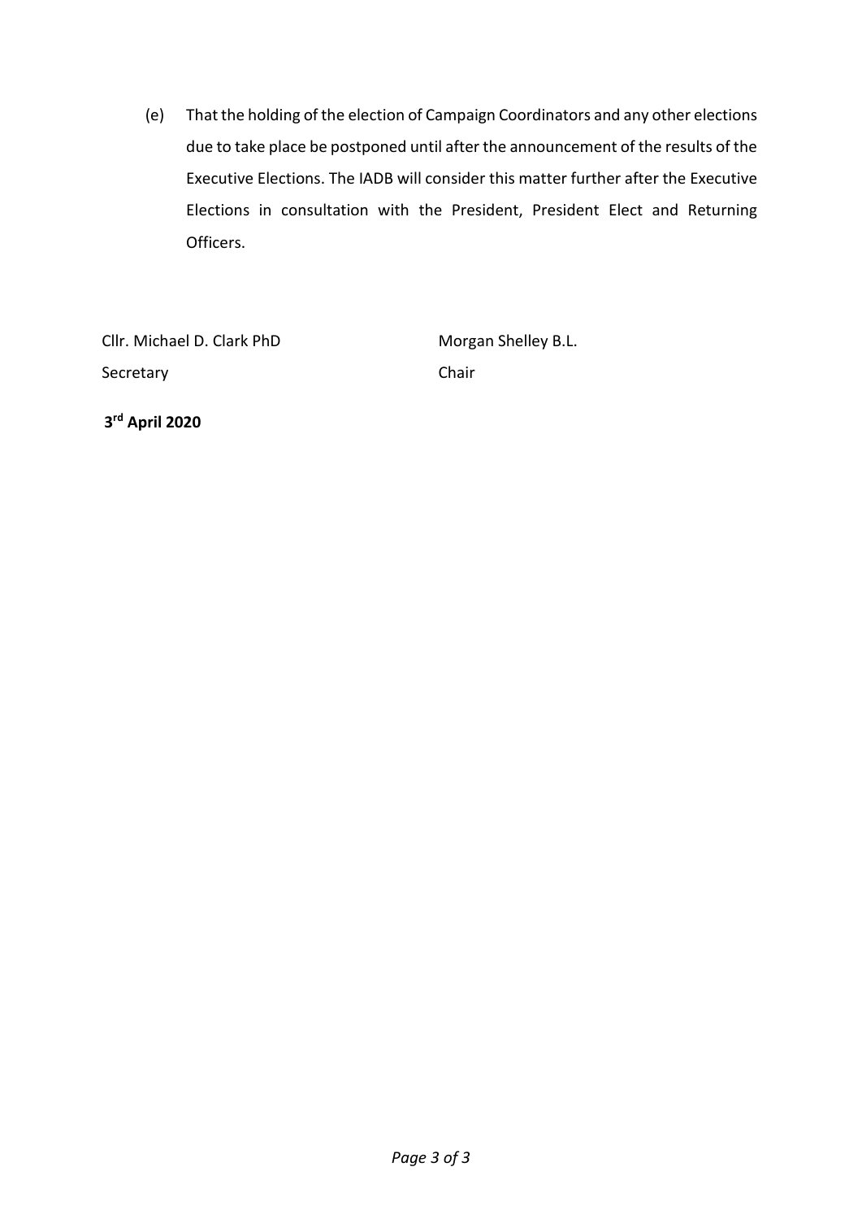(e) That the holding of the election of Campaign Coordinators and any other elections due to take place be postponed until after the announcement of the results of the Executive Elections. The IADB will consider this matter further after the Executive Elections in consultation with the President, President Elect and Returning Officers.

| | |
|---|---|
| Cllr. Michael D. Clark PhD | Morgan Shelley B.L. |
| Secretary | Chair |

**3rd April 2020**